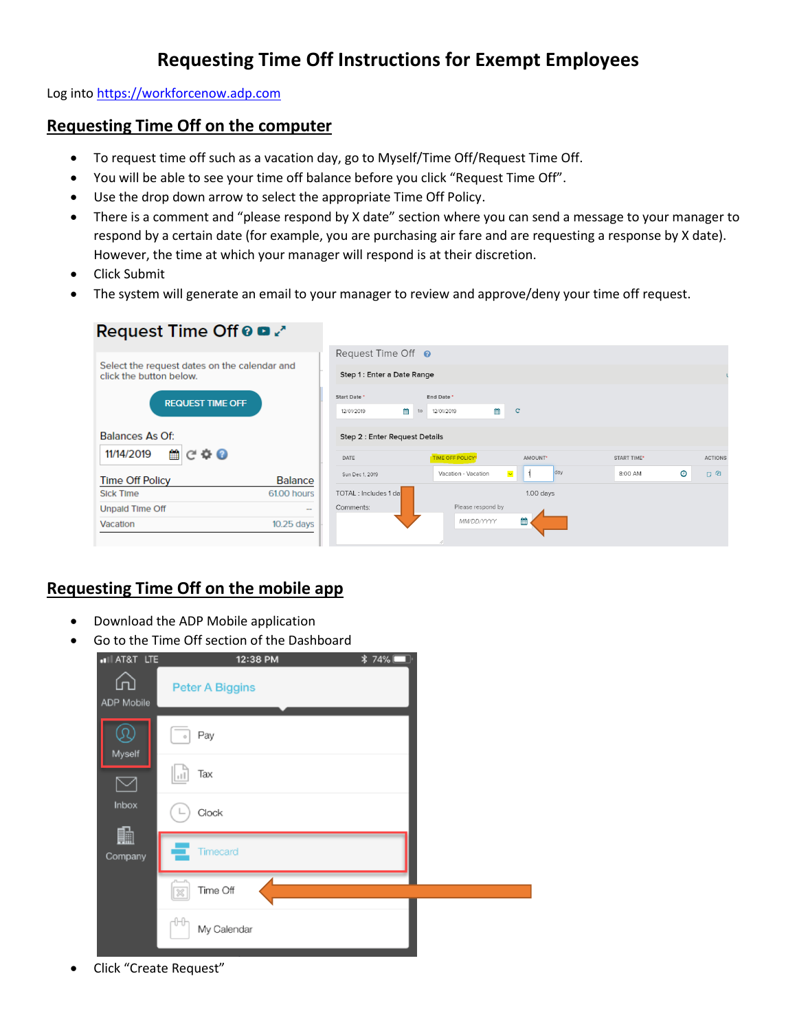# Requesting Time Off Instructions for Exempt Employees

Log into https://workforcenow.adp.com

## Requesting Time Off on the computer

- To request time off such as a vacation day, go to Myself/Time Off/Request Time Off.
- You will be able to see your time off balance before you click "Request Time Off".
- Use the drop down arrow to select the appropriate Time Off Policy.
- There is a comment and "please respond by X date" section where you can send a message to your manager to respond by a certain date (for example, you are purchasing air fare and are requesting a response by X date). However, the time at which your manager will respond is at their discretion.
- Click Submit
- The system will generate an email to your manager to review and approve/deny your time off request.

## Requesting Time Off on the mobile app

- Download the ADP Mobile application
- Go to the Time Off section of the Dashboard
- Click "Create Request"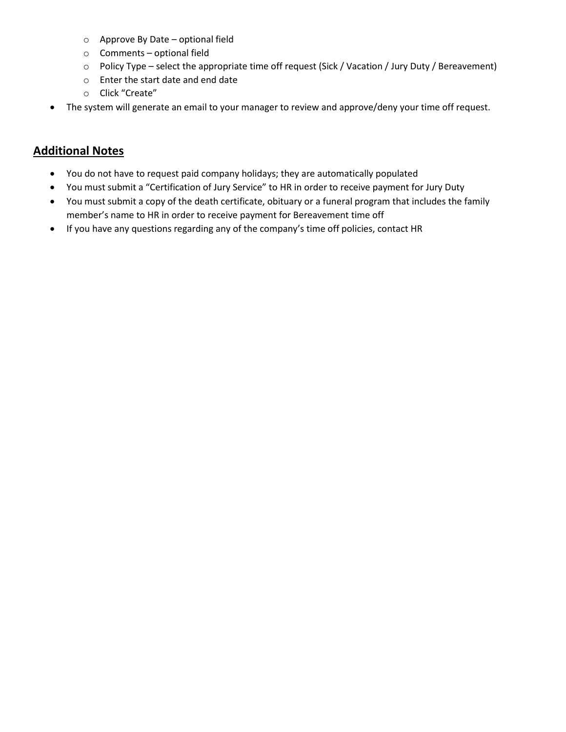- Approve By Date – optional field
  - Comments – optional field
  - Policy Type – select the appropriate time off request (Sick / Vacation / Jury Duty / Bereavement)
  - Enter the start date and end date
  - Click "Create"
- The system will generate an email to your manager to review and approve/deny your time off request.

## Additional Notes

- You do not have to request paid company holidays; they are automatically populated
- You must submit a "Certification of Jury Service" to HR in order to receive payment for Jury Duty
- You must submit a copy of the death certificate, obituary or a funeral program that includes the family member's name to HR in order to receive payment for Bereavement time off
- If you have any questions regarding any of the company's time off policies, contact HR